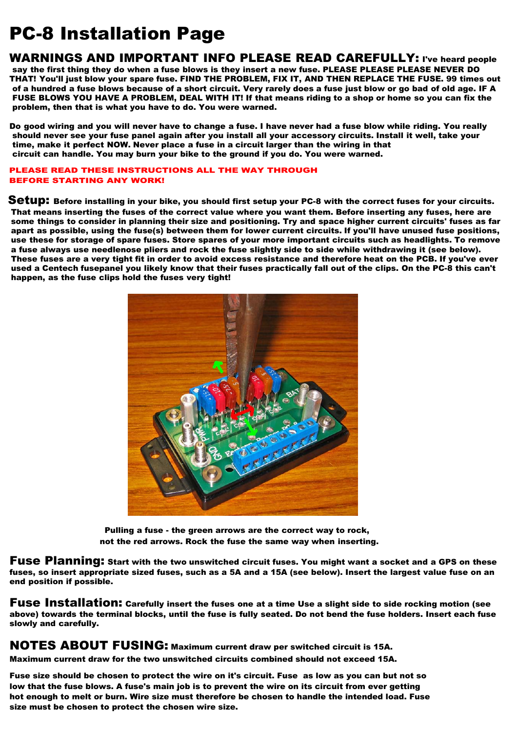# PC-8 Installation Page

**WARNINGS AND IMPORTANT INFO PLEASE READ CAREFULLY:** I've heard people say the first thing they do when a fuse blows is they insert a new fuse. PLEASE PLEASE PLEASE NEVER DO THAT! You'll just blow your spare fuse. FIND THE PROBLEM, FIX IT, AND THEN REPLACE THE FUSE. 99 times out of a hundred a fuse blows because of a short circuit. Very rarely does a fuse just blow or go bad of old age. IF A FUSE BLOWS YOU HAVE A PROBLEM, DEAL WITH IT! If that means riding to a shop or home so you can fix the problem, then that is what you have to do. You were warned.

Do good wiring and you will never have to change a fuse. I have never had a fuse blow while riding. You really should never see your fuse panel again after you install all your accessory circuits. Install it well, take your time, make it perfect NOW. Never place a fuse in a circuit larger than the wiring in that circuit can handle. You may burn your bike to the ground if you do. You were warned.

**PLEASE READ THESE INSTRUCTIONS ALL THE WAY THROUGH BEFORE STARTING ANY WORK!**

**Setup:** Before installing in your bike, you should first setup your PC-8 with the correct fuses for your circuits. That means inserting the fuses of the correct value where you want them. Before inserting any fuses, here are some things to consider in planning their size and positioning. Try and space higher current circuits' fuses as far apart as possible, using the fuse(s) between them for lower current circuits. If you'll have unused fuse positions, use these for storage of spare fuses. Store spares of your more important circuits such as headlights. To remove a fuse always use needlenose pliers and rock the fuse slightly side to side while withdrawing it (see below). These fuses are a very tight fit in order to avoid excess resistance and therefore heat on the PCB. If you've ever used a Centech fusepanel you likely know that their fuses practically fall out of the clips. On the PC-8 this can't happen, as the fuse clips hold the fuses very tight!

Pulling a fuse - the green arrows are the correct way to rock, not the red arrows. Rock the fuse the same way when inserting.

**Fuse Planning:** Start with the two unswitched circuit fuses. You might want a socket and a GPS on these fuses, so insert appropriate sized fuses, such as a 5A and a 15A (see below). Insert the largest value fuse on an end position if possible.

**Fuse Installation:** Carefully insert the fuses one at a time Use a slight side to side rocking motion (see above) towards the terminal blocks, until the fuse is fully seated. Do not bend the fuse holders. Insert each fuse slowly and carefully.

**NOTES ABOUT FUSING:** Maximum current draw per switched circuit is 15A. Maximum current draw for the two unswitched circuits combined should not exceed 15A.

Fuse size should be chosen to protect the wire on it's circuit. Fuse as low as you can but not so low that the fuse blows. A fuse's main job is to prevent the wire on its circuit from ever getting hot enough to melt or burn. Wire size must therefore be chosen to handle the intended load. Fuse size must be chosen to protect the chosen wire size.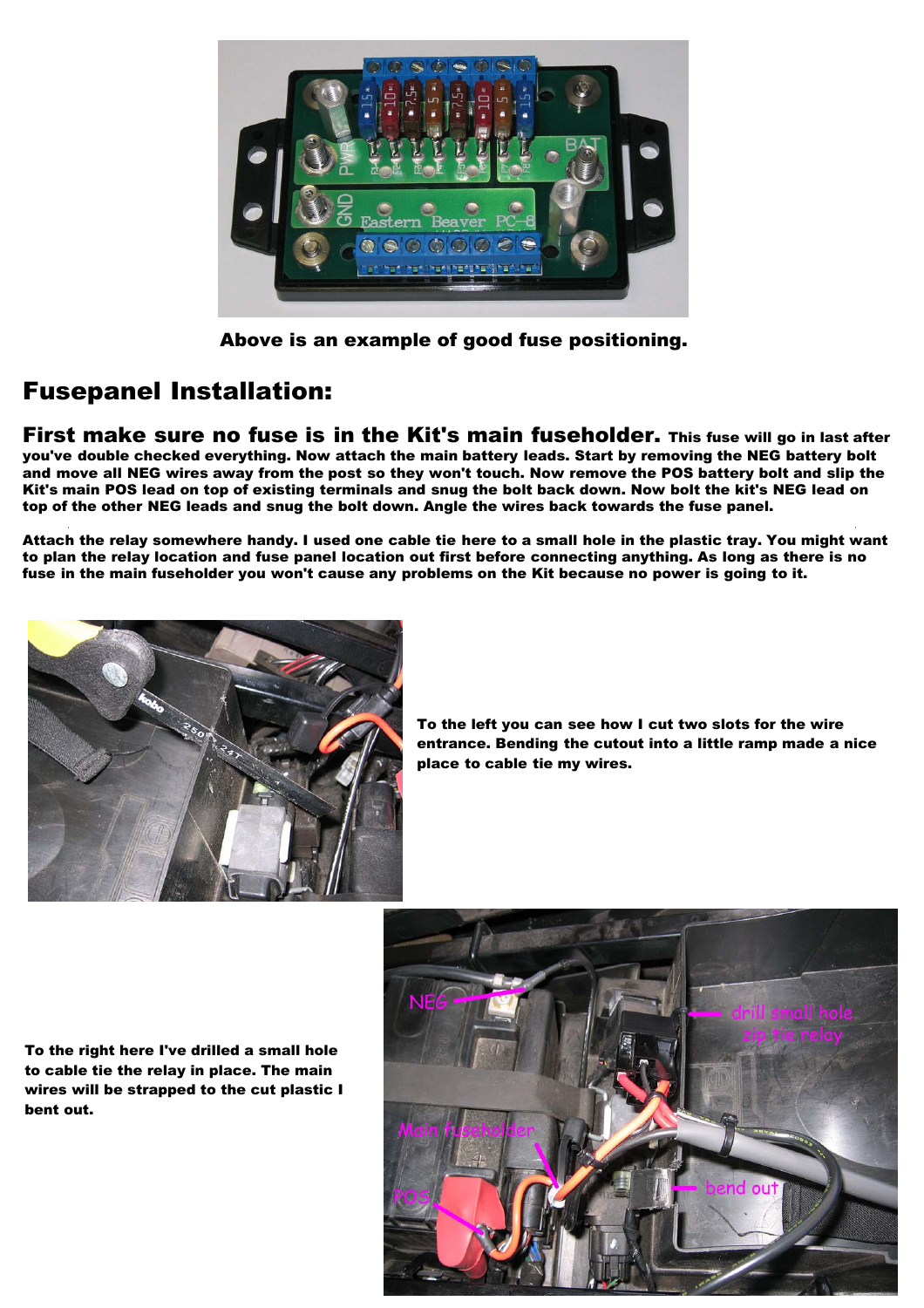Above is an example of good fuse positioning.

## Fusepanel Installation:

**First make sure no fuse is in the Kit's main fuseholder.** This fuse will go in last after you've double checked everything. Now attach the main battery leads. Start by removing the NEG battery bolt and move all NEG wires away from the post so they won't touch. Now remove the POS battery bolt and slip the Kit's main POS lead on top of existing terminals and snug the bolt back down. Now bolt the kit's NEG lead on top of the other NEG leads and snug the bolt down. Angle the wires back towards the fuse panel.

Attach the relay somewhere handy. I used one cable tie here to a small hole in the plastic tray. You might want to plan the relay location and fuse panel location out first before connecting anything. As long as there is no fuse in the main fuseholder you won't cause any problems on the Kit because no power is going to it.

To the left you can see how I cut two slots for the wire entrance. Bending the cutout into a little ramp made a nice place to cable tie my wires.

To the right here I've drilled a small hole to cable tie the relay in place. The main wires will be strapped to the cut plastic I bent out.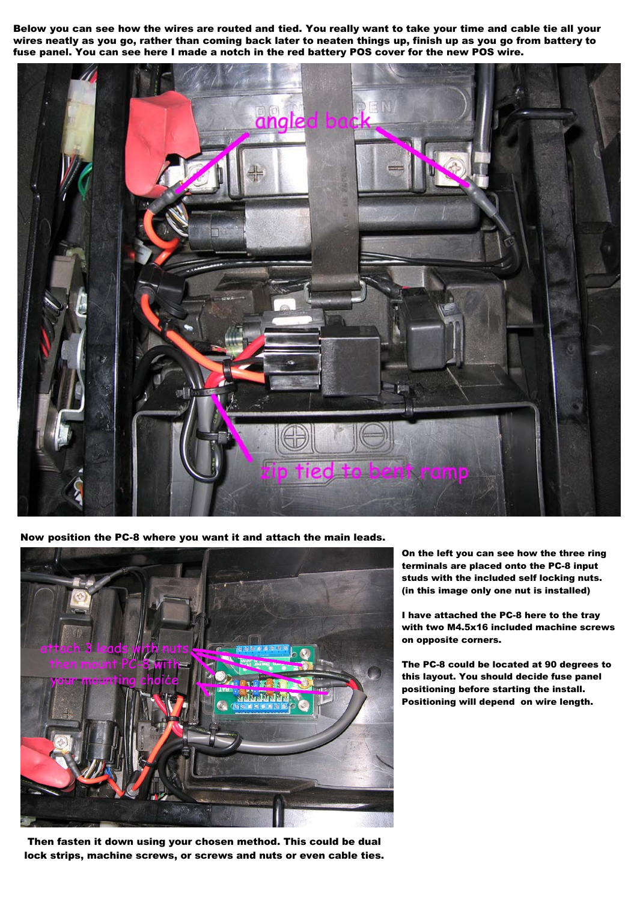**Below you can see how the wires are routed and tied. You really want to take your time and cable tie all your wires neatly as you go, rather than coming back later to neaten things up, finish up as you go from battery to fuse panel. You can see here I made a notch in the red battery POS cover for the new POS wire.**

**Now position the PC-8 where you want it and attach the main leads.**

**On the left you can see how the three ring terminals are placed onto the PC-8 input studs with the included self locking nuts. (in this image only one nut is installed)**

**I have attached the PC-8 here to the tray with two M4.5x16 included machine screws on opposite corners.**

**The PC-8 could be located at 90 degrees to this layout. You should decide fuse panel positioning before starting the install. Positioning will depend on wire length.**

**Then fasten it down using your chosen method. This could be dual lock strips, machine screws, or screws and nuts or even cable ties.**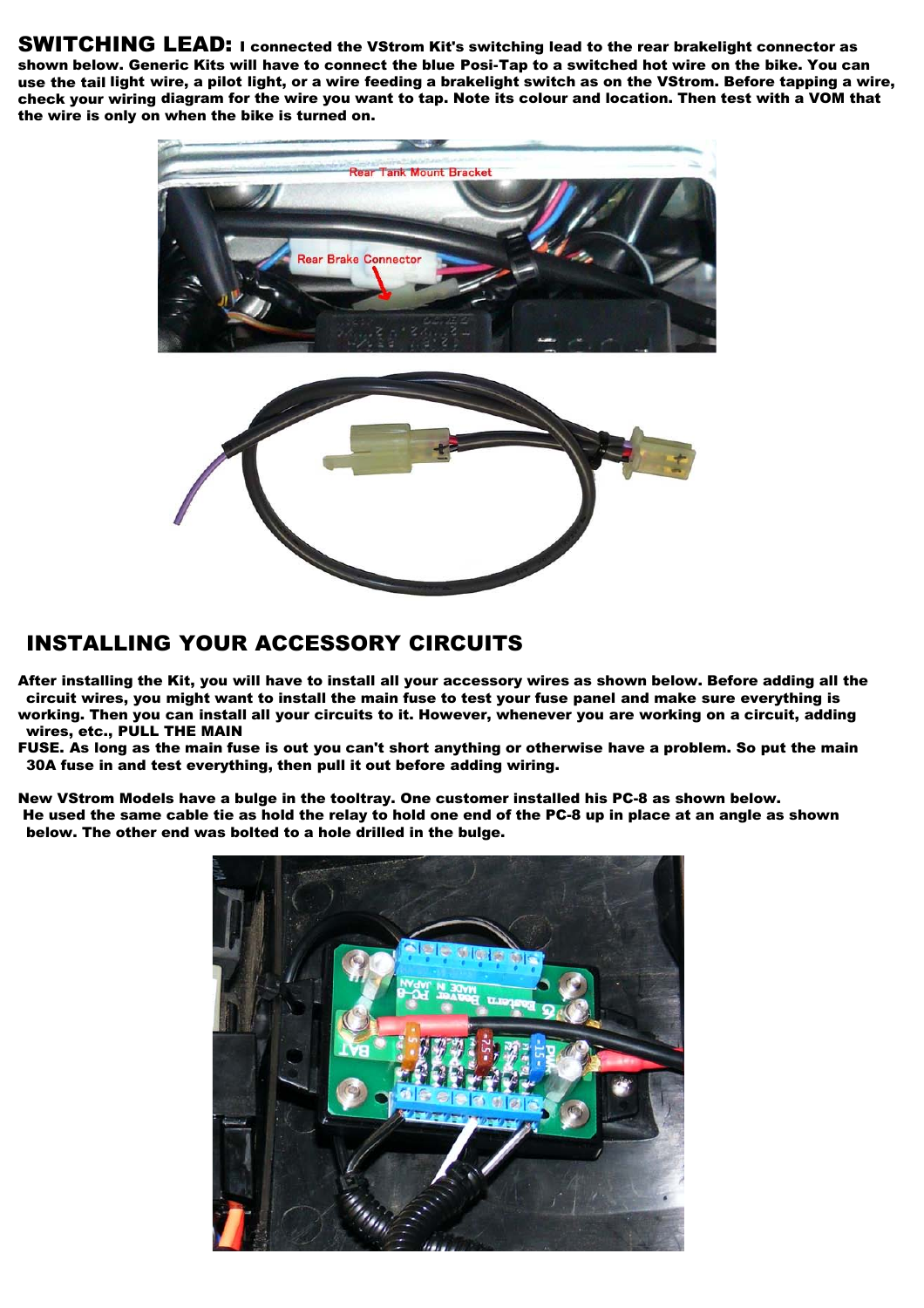**SWITCHING LEAD:** I connected the VStrom Kit's switching lead to the rear brakelight connector as shown below. Generic Kits will have to connect the blue Posi-Tap to a switched hot wire on the bike. You can use the tail light wire, a pilot light, or a wire feeding a brakelight switch as on the VStrom. Before tapping a wire, check your wiring diagram for the wire you want to tap. Note its colour and location. Then test with a VOM that the wire is only on when the bike is turned on.

## INSTALLING YOUR ACCESSORY CIRCUITS

After installing the Kit, you will have to install all your accessory wires as shown below. Before adding all the circuit wires, you might want to install the main fuse to test your fuse panel and make sure everything is working. Then you can install all your circuits to it. However, whenever you are working on a circuit, adding wires, etc., PULL THE MAIN FUSE. As long as the main fuse is out you can't short anything or otherwise have a problem. So put the main 30A fuse in and test everything, then pull it out before adding wiring.

New VStrom Models have a bulge in the tooltray. One customer installed his PC-8 as shown below. He used the same cable tie as hold the relay to hold one end of the PC-8 up in place at an angle as shown below. The other end was bolted to a hole drilled in the bulge.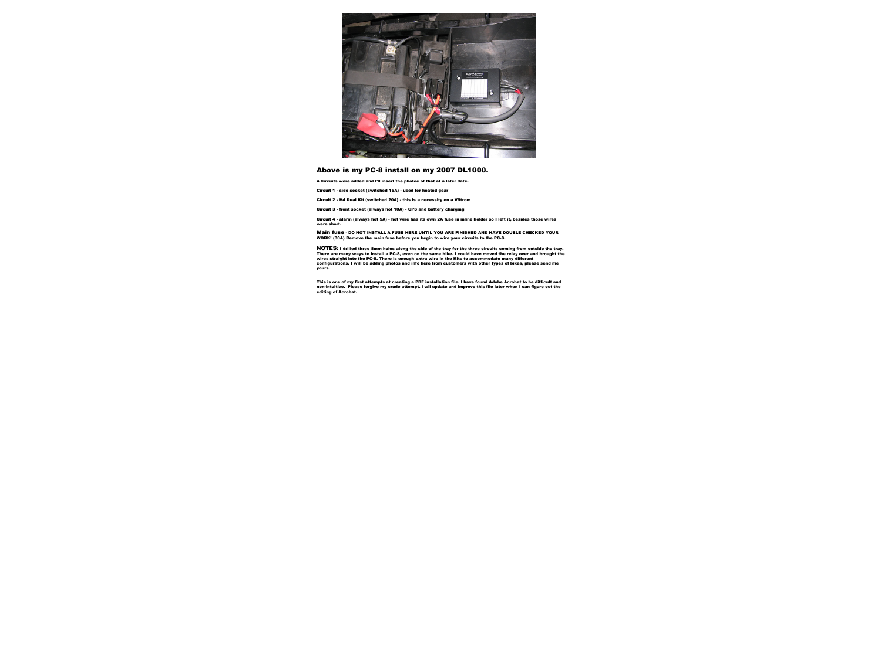## Above is my PC-8 install on my 2007 DL1000.

**4 Circuits were added and I'll insert the photoe of that at a later date.**

**Circuit 1 - side socket (switched 15A) - used for heated gear**

**Circuit 2 - H4 Dual Kit (switched 20A) - this is a necessity on a VStrom**

**Circuit 3 - front socket (always hot 10A) - GPS and battery charging**

**Circuit 4 - alarm (always hot 5A) - hot wire has its own 2A fuse in inline holder so I left it, besides those wires were short.**

**Main fuse - DO NOT INSTALL A FUSE HERE UNTIL YOU ARE FINISHED AND HAVE DOUBLE CHECKED YOUR WORK! (30A) Remove the main fuse before you begin to wire your circuits to the PC-8.**

**NOTES: I drilled three 8mm holes along the side of the tray for the three circuits coming from outside the tray. There are many ways to install a PC-8, even on the same bike. I could have moved the relay over and brought the wires straight into the PC-8. There is enough extra wire in the Kits to accommodate many different configurations. I will be adding photos and info here from customers with other types of bikes, please send me yours.**

**This is one of my first attempts at creating a PDF installation file. I have found Adobe Acrobat to be difficult and non-intuitive. Please forgive my crude attempt. I wil update and improve this file later when I can figure out the editing of Acrobat.**